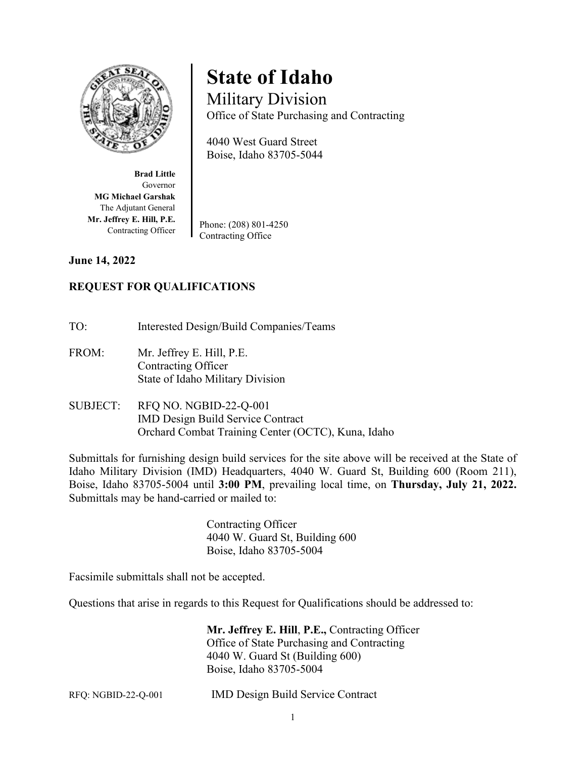# State of Idaho

## Military Division

Office of State Purchasing and Contracting

4040 West Guard Street
Boise, Idaho 83705-5044

**Brad Little**
Governor
**MG Michael Garshak**
The Adjutant General
**Mr. Jeffrey E. Hill, P.E.**
Contracting Officer

Phone: (208) 801-4250
Contracting Office

**June 14, 2022**

**REQUEST FOR QUALIFICATIONS**

TO: Interested Design/Build Companies/Teams

FROM: Mr. Jeffrey E. Hill, P.E.
Contracting Officer
State of Idaho Military Division

SUBJECT: RFQ NO. NGBID-22-Q-001
IMD Design Build Service Contract
Orchard Combat Training Center (OCTC), Kuna, Idaho

Submittals for furnishing design build services for the site above will be received at the State of Idaho Military Division (IMD) Headquarters, 4040 W. Guard St, Building 600 (Room 211), Boise, Idaho 83705-5004 until **3:00 PM**, prevailing local time, on **Thursday, July 21, 2022.** Submittals may be hand-carried or mailed to:

Contracting Officer
4040 W. Guard St, Building 600
Boise, Idaho 83705-5004

Facsimile submittals shall not be accepted.

Questions that arise in regards to this Request for Qualifications should be addressed to:

**Mr. Jeffrey E. Hill**, **P.E.,** Contracting Officer
Office of State Purchasing and Contracting
4040 W. Guard St (Building 600)
Boise, Idaho 83705-5004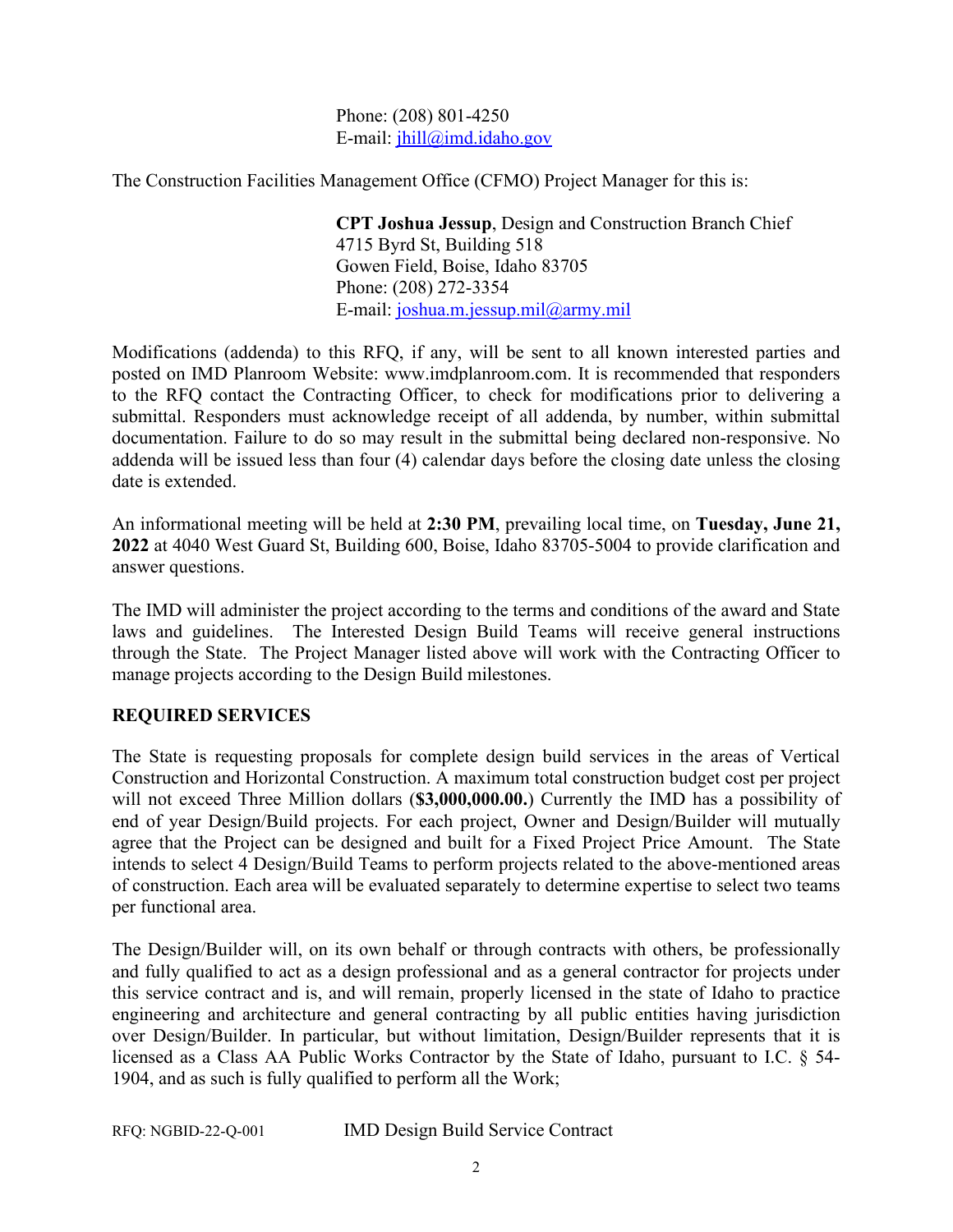Phone: (208) 801-4250
E-mail: jhill@imd.idaho.gov

The Construction Facilities Management Office (CFMO) Project Manager for this is:

**CPT Joshua Jessup**, Design and Construction Branch Chief
4715 Byrd St, Building 518
Gowen Field, Boise, Idaho 83705
Phone: (208) 272-3354
E-mail: joshua.m.jessup.mil@army.mil

Modifications (addenda) to this RFQ, if any, will be sent to all known interested parties and posted on IMD Planroom Website: www.imdplanroom.com. It is recommended that responders to the RFQ contact the Contracting Officer, to check for modifications prior to delivering a submittal. Responders must acknowledge receipt of all addenda, by number, within submittal documentation. Failure to do so may result in the submittal being declared non-responsive. No addenda will be issued less than four (4) calendar days before the closing date unless the closing date is extended.

An informational meeting will be held at **2:30 PM**, prevailing local time, on **Tuesday, June 21, 2022** at 4040 West Guard St, Building 600, Boise, Idaho 83705-5004 to provide clarification and answer questions.

The IMD will administer the project according to the terms and conditions of the award and State laws and guidelines. The Interested Design Build Teams will receive general instructions through the State. The Project Manager listed above will work with the Contracting Officer to manage projects according to the Design Build milestones.

## REQUIRED SERVICES

The State is requesting proposals for complete design build services in the areas of Vertical Construction and Horizontal Construction. A maximum total construction budget cost per project will not exceed Three Million dollars (**$3,000,000.00.**) Currently the IMD has a possibility of end of year Design/Build projects. For each project, Owner and Design/Builder will mutually agree that the Project can be designed and built for a Fixed Project Price Amount. The State intends to select 4 Design/Build Teams to perform projects related to the above-mentioned areas of construction. Each area will be evaluated separately to determine expertise to select two teams per functional area.

The Design/Builder will, on its own behalf or through contracts with others, be professionally and fully qualified to act as a design professional and as a general contractor for projects under this service contract and is, and will remain, properly licensed in the state of Idaho to practice engineering and architecture and general contracting by all public entities having jurisdiction over Design/Builder. In particular, but without limitation, Design/Builder represents that it is licensed as a Class AA Public Works Contractor by the State of Idaho, pursuant to I.C. § 54-1904, and as such is fully qualified to perform all the Work;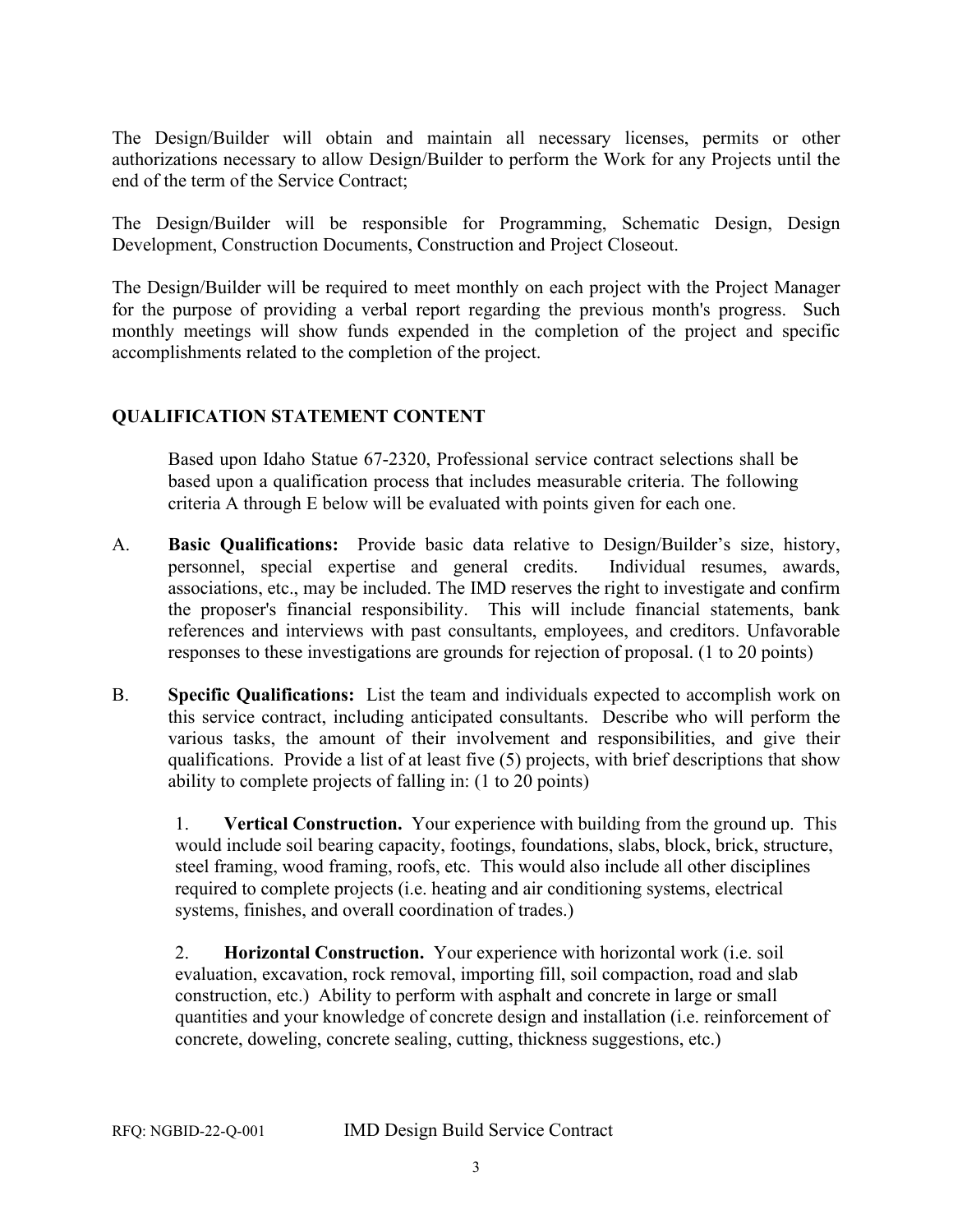The Design/Builder will obtain and maintain all necessary licenses, permits or other authorizations necessary to allow Design/Builder to perform the Work for any Projects until the end of the term of the Service Contract;

The Design/Builder will be responsible for Programming, Schematic Design, Design Development, Construction Documents, Construction and Project Closeout.

The Design/Builder will be required to meet monthly on each project with the Project Manager for the purpose of providing a verbal report regarding the previous month's progress. Such monthly meetings will show funds expended in the completion of the project and specific accomplishments related to the completion of the project.

## QUALIFICATION STATEMENT CONTENT

Based upon Idaho Statue 67-2320, Professional service contract selections shall be based upon a qualification process that includes measurable criteria. The following criteria A through E below will be evaluated with points given for each one.

A. **Basic Qualifications:** Provide basic data relative to Design/Builder's size, history, personnel, special expertise and general credits. Individual resumes, awards, associations, etc., may be included. The IMD reserves the right to investigate and confirm the proposer's financial responsibility. This will include financial statements, bank references and interviews with past consultants, employees, and creditors. Unfavorable responses to these investigations are grounds for rejection of proposal. (1 to 20 points)

B. **Specific Qualifications:** List the team and individuals expected to accomplish work on this service contract, including anticipated consultants. Describe who will perform the various tasks, the amount of their involvement and responsibilities, and give their qualifications. Provide a list of at least five (5) projects, with brief descriptions that show ability to complete projects of falling in: (1 to 20 points)

   1. **Vertical Construction.** Your experience with building from the ground up. This would include soil bearing capacity, footings, foundations, slabs, block, brick, structure, steel framing, wood framing, roofs, etc. This would also include all other disciplines required to complete projects (i.e. heating and air conditioning systems, electrical systems, finishes, and overall coordination of trades.)

   2. **Horizontal Construction.** Your experience with horizontal work (i.e. soil evaluation, excavation, rock removal, importing fill, soil compaction, road and slab construction, etc.) Ability to perform with asphalt and concrete in large or small quantities and your knowledge of concrete design and installation (i.e. reinforcement of concrete, doweling, concrete sealing, cutting, thickness suggestions, etc.)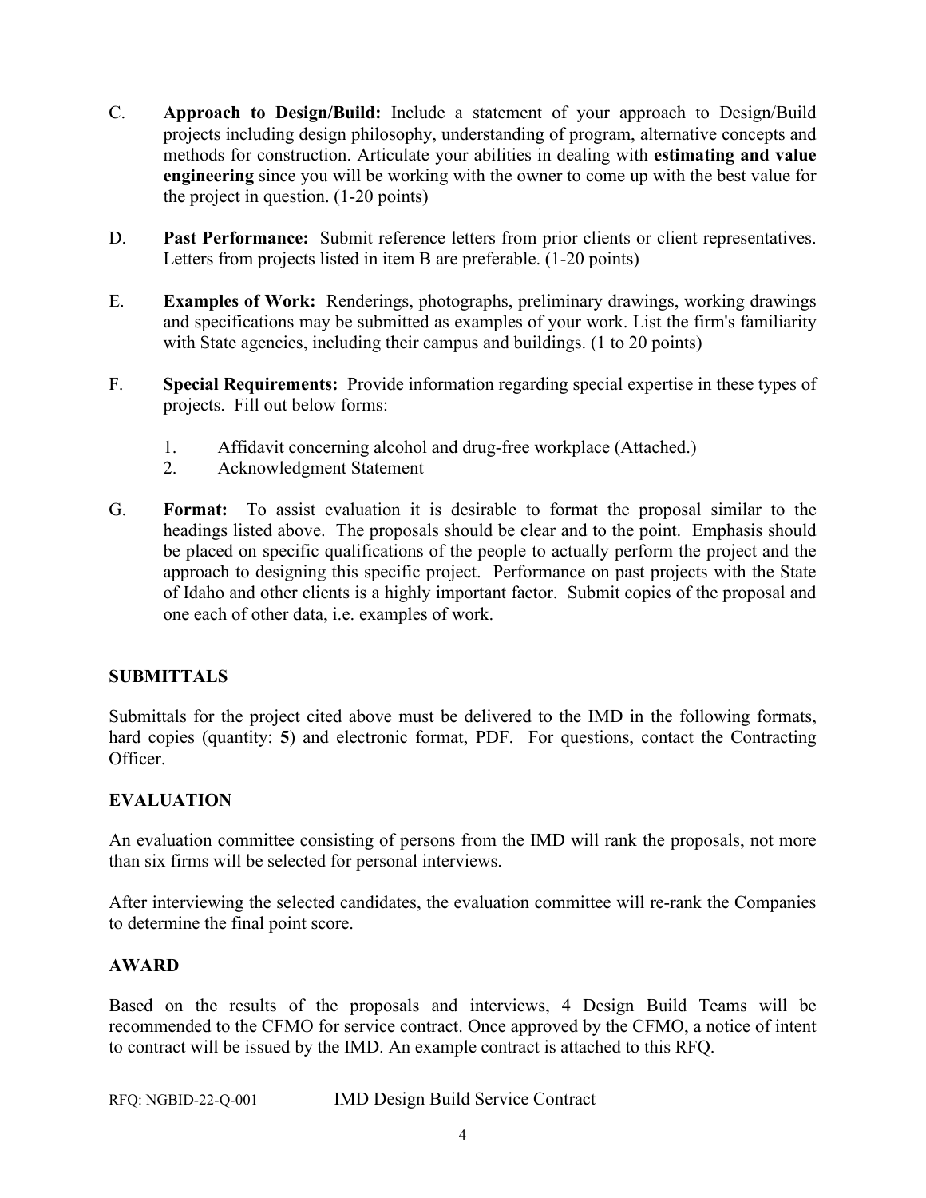C. **Approach to Design/Build:** Include a statement of your approach to Design/Build projects including design philosophy, understanding of program, alternative concepts and methods for construction. Articulate your abilities in dealing with **estimating and value engineering** since you will be working with the owner to come up with the best value for the project in question. (1-20 points)

D. **Past Performance:** Submit reference letters from prior clients or client representatives. Letters from projects listed in item B are preferable. (1-20 points)

E. **Examples of Work:** Renderings, photographs, preliminary drawings, working drawings and specifications may be submitted as examples of your work. List the firm's familiarity with State agencies, including their campus and buildings. (1 to 20 points)

F. **Special Requirements:** Provide information regarding special expertise in these types of projects. Fill out below forms:

   1. Affidavit concerning alcohol and drug-free workplace (Attached.)
   2. Acknowledgment Statement

G. **Format:** To assist evaluation it is desirable to format the proposal similar to the headings listed above. The proposals should be clear and to the point. Emphasis should be placed on specific qualifications of the people to actually perform the project and the approach to designing this specific project. Performance on past projects with the State of Idaho and other clients is a highly important factor. Submit copies of the proposal and one each of other data, i.e. examples of work.

## SUBMITTALS

Submittals for the project cited above must be delivered to the IMD in the following formats, hard copies (quantity: **5**) and electronic format, PDF. For questions, contact the Contracting Officer.

## EVALUATION

An evaluation committee consisting of persons from the IMD will rank the proposals, not more than six firms will be selected for personal interviews.

After interviewing the selected candidates, the evaluation committee will re-rank the Companies to determine the final point score.

## AWARD

Based on the results of the proposals and interviews, 4 Design Build Teams will be recommended to the CFMO for service contract. Once approved by the CFMO, a notice of intent to contract will be issued by the IMD. An example contract is attached to this RFQ.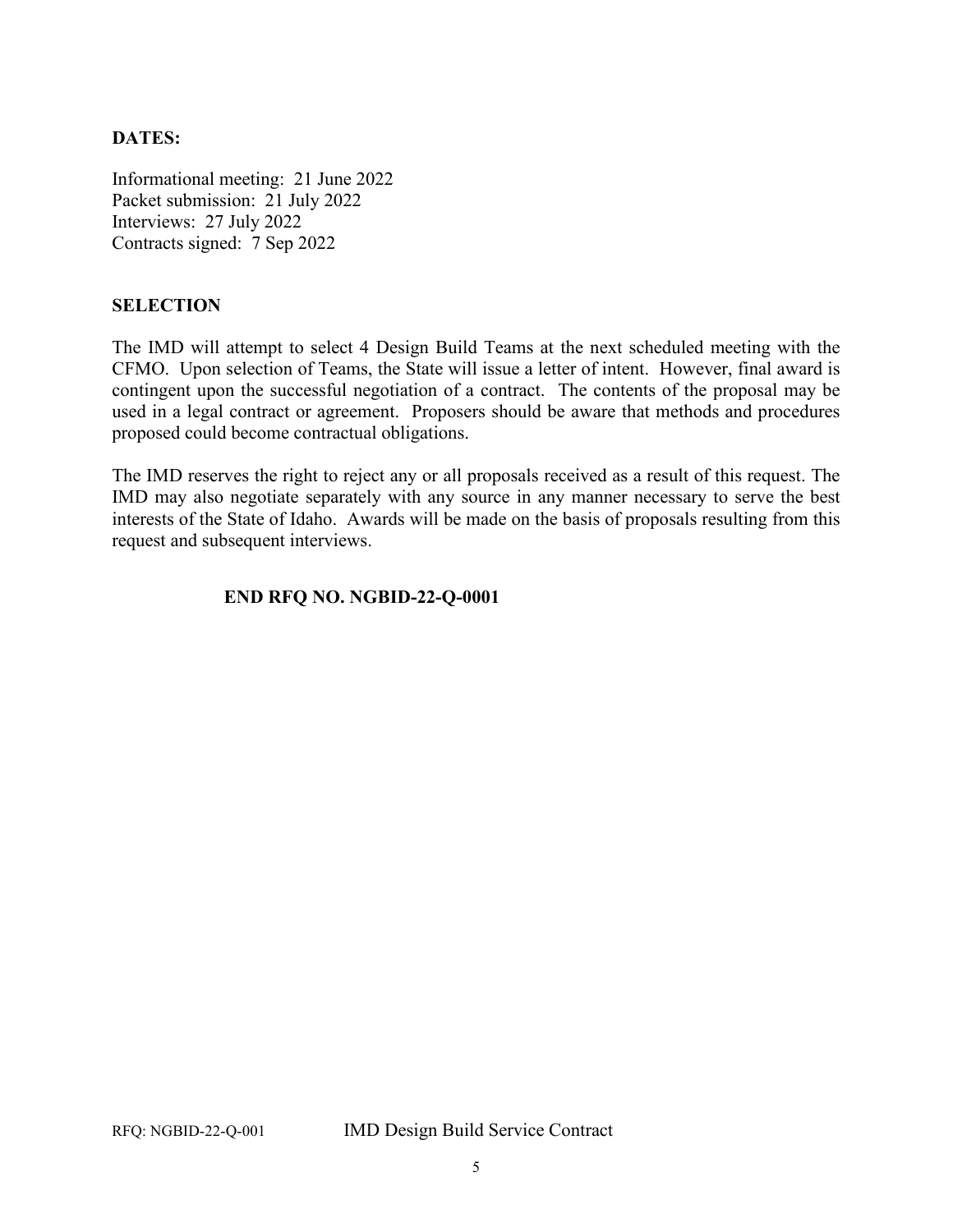**DATES:**

Informational meeting: 21 June 2022
Packet submission: 21 July 2022
Interviews: 27 July 2022
Contracts signed: 7 Sep 2022

**SELECTION**

The IMD will attempt to select 4 Design Build Teams at the next scheduled meeting with the CFMO. Upon selection of Teams, the State will issue a letter of intent. However, final award is contingent upon the successful negotiation of a contract. The contents of the proposal may be used in a legal contract or agreement. Proposers should be aware that methods and procedures proposed could become contractual obligations.

The IMD reserves the right to reject any or all proposals received as a result of this request. The IMD may also negotiate separately with any source in any manner necessary to serve the best interests of the State of Idaho. Awards will be made on the basis of proposals resulting from this request and subsequent interviews.

**END RFQ NO. NGBID-22-Q-0001**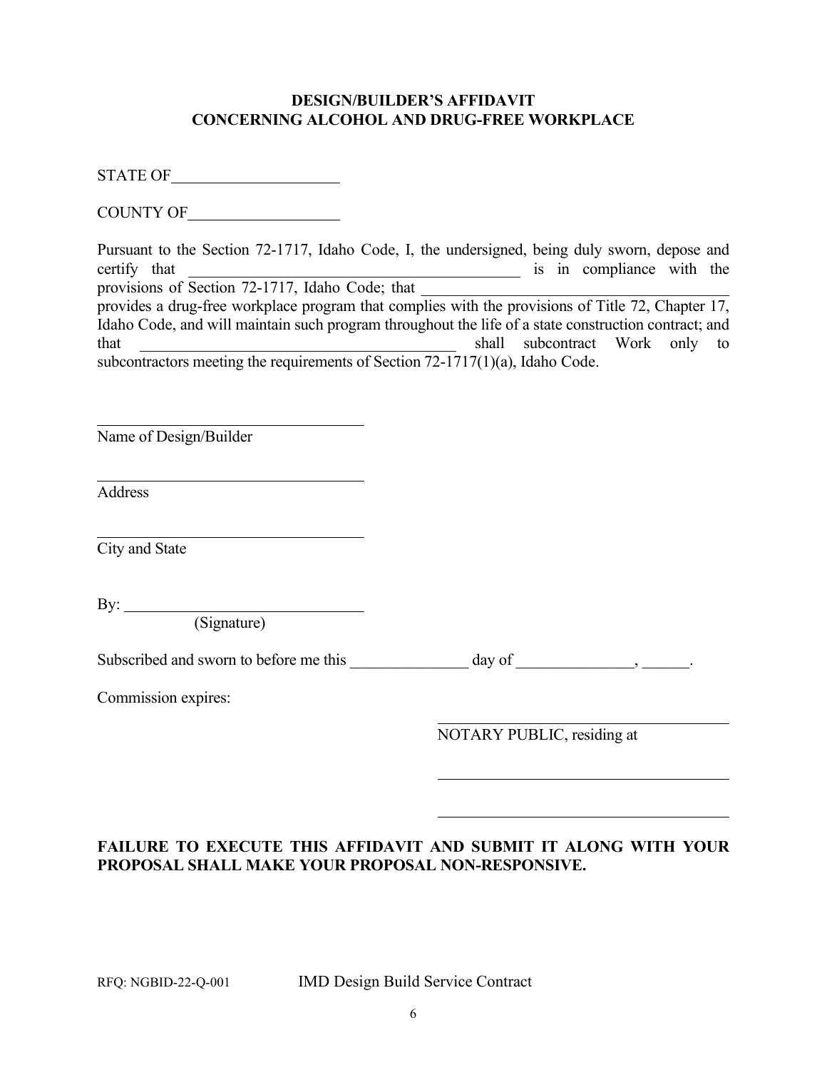**DESIGN/BUILDER'S AFFIDAVIT**
**CONCERNING ALCOHOL AND DRUG-FREE WORKPLACE**

STATE OF____________________

COUNTY OF__________________

Pursuant to the Section 72-1717, Idaho Code, I, the undersigned, being duly sworn, depose and certify that __________________________________________ is in compliance with the provisions of Section 72-1717, Idaho Code; that ____________________________________ provides a drug-free workplace program that complies with the provisions of Title 72, Chapter 17, Idaho Code, and will maintain such program throughout the life of a state construction contract; and that ________________________________________ shall subcontract Work only to subcontractors meeting the requirements of Section 72-1717(1)(a), Idaho Code.

________________________________
Name of Design/Builder

________________________________
Address

________________________________
City and State

By: ______________________________
(Signature)

Subscribed and sworn to before me this _______________ day of _______________, ______.

Commission expires:

____________________________________
NOTARY PUBLIC, residing at

____________________________________

____________________________________

**FAILURE TO EXECUTE THIS AFFIDAVIT AND SUBMIT IT ALONG WITH YOUR PROPOSAL SHALL MAKE YOUR PROPOSAL NON-RESPONSIVE.**

RFQ: NGBID-22-Q-001 IMD Design Build Service Contract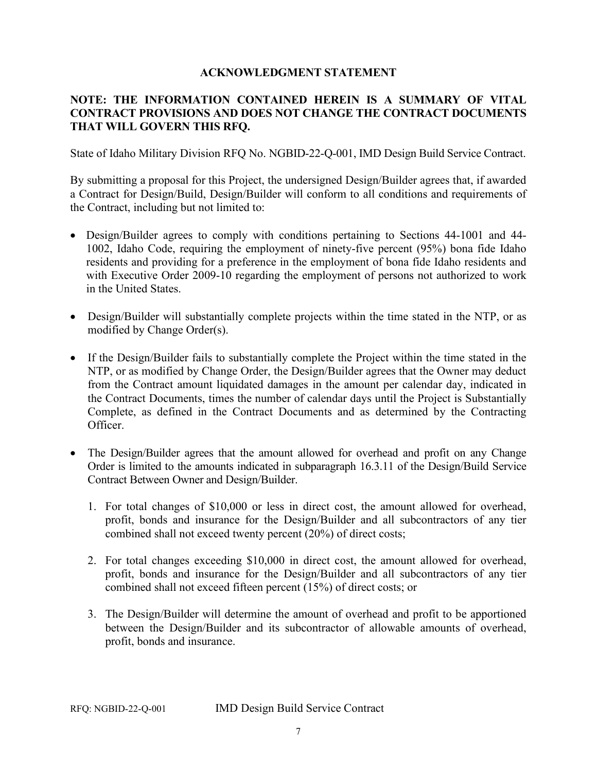## ACKNOWLEDGMENT STATEMENT

**NOTE: THE INFORMATION CONTAINED HEREIN IS A SUMMARY OF VITAL CONTRACT PROVISIONS AND DOES NOT CHANGE THE CONTRACT DOCUMENTS THAT WILL GOVERN THIS RFQ.**

State of Idaho Military Division RFQ No. NGBID-22-Q-001, IMD Design Build Service Contract.

By submitting a proposal for this Project, the undersigned Design/Builder agrees that, if awarded a Contract for Design/Build, Design/Builder will conform to all conditions and requirements of the Contract, including but not limited to:

- Design/Builder agrees to comply with conditions pertaining to Sections 44-1001 and 44-1002, Idaho Code, requiring the employment of ninety-five percent (95%) bona fide Idaho residents and providing for a preference in the employment of bona fide Idaho residents and with Executive Order 2009-10 regarding the employment of persons not authorized to work in the United States.
- Design/Builder will substantially complete projects within the time stated in the NTP, or as modified by Change Order(s).
- If the Design/Builder fails to substantially complete the Project within the time stated in the NTP, or as modified by Change Order, the Design/Builder agrees that the Owner may deduct from the Contract amount liquidated damages in the amount per calendar day, indicated in the Contract Documents, times the number of calendar days until the Project is Substantially Complete, as defined in the Contract Documents and as determined by the Contracting Officer.
- The Design/Builder agrees that the amount allowed for overhead and profit on any Change Order is limited to the amounts indicated in subparagraph 16.3.11 of the Design/Build Service Contract Between Owner and Design/Builder.
  1. For total changes of $10,000 or less in direct cost, the amount allowed for overhead, profit, bonds and insurance for the Design/Builder and all subcontractors of any tier combined shall not exceed twenty percent (20%) of direct costs;
  2. For total changes exceeding $10,000 in direct cost, the amount allowed for overhead, profit, bonds and insurance for the Design/Builder and all subcontractors of any tier combined shall not exceed fifteen percent (15%) of direct costs; or
  3. The Design/Builder will determine the amount of overhead and profit to be apportioned between the Design/Builder and its subcontractor of allowable amounts of overhead, profit, bonds and insurance.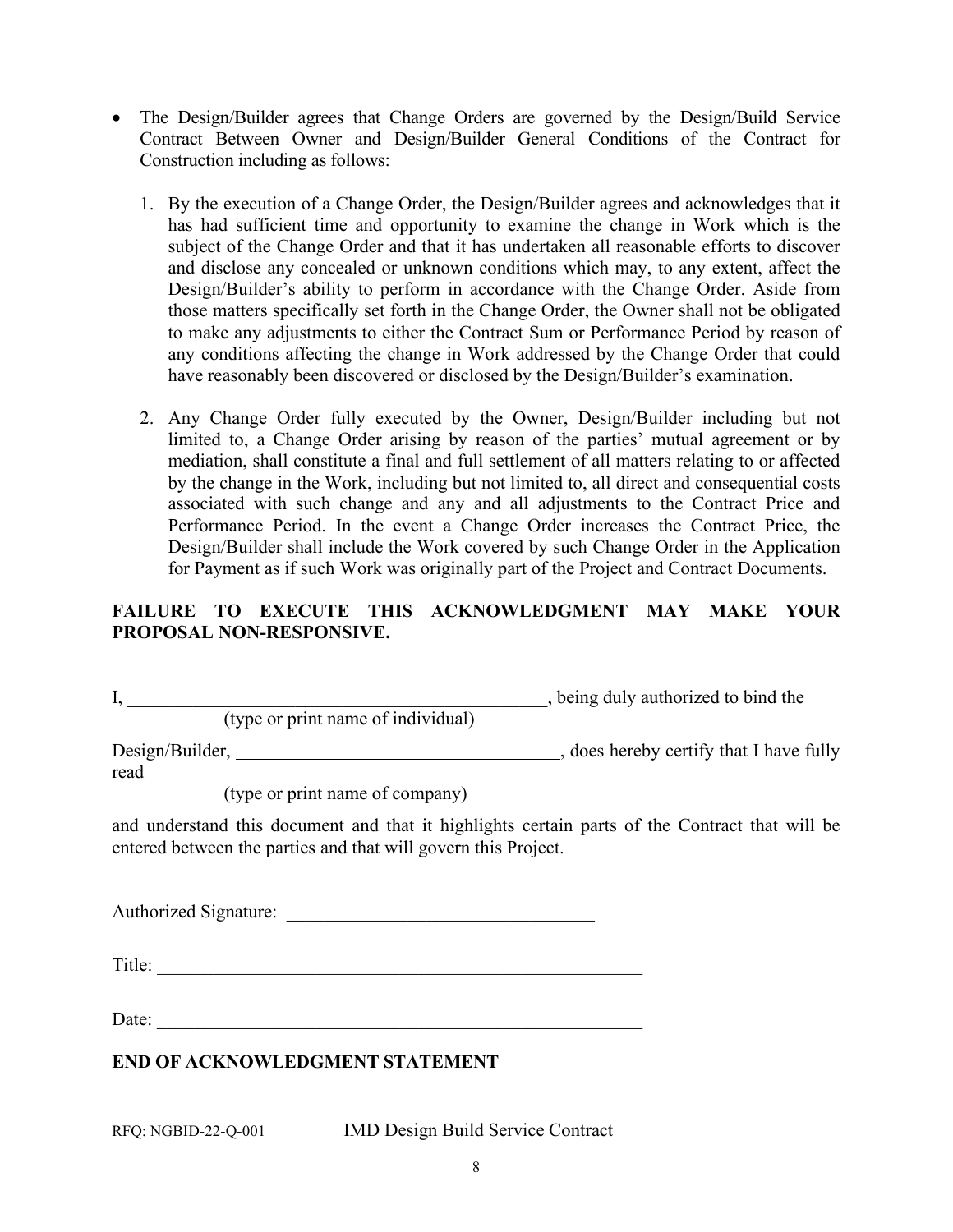- The Design/Builder agrees that Change Orders are governed by the Design/Build Service Contract Between Owner and Design/Builder General Conditions of the Contract for Construction including as follows:

  1. By the execution of a Change Order, the Design/Builder agrees and acknowledges that it has had sufficient time and opportunity to examine the change in Work which is the subject of the Change Order and that it has undertaken all reasonable efforts to discover and disclose any concealed or unknown conditions which may, to any extent, affect the Design/Builder's ability to perform in accordance with the Change Order. Aside from those matters specifically set forth in the Change Order, the Owner shall not be obligated to make any adjustments to either the Contract Sum or Performance Period by reason of any conditions affecting the change in Work addressed by the Change Order that could have reasonably been discovered or disclosed by the Design/Builder's examination.

  2. Any Change Order fully executed by the Owner, Design/Builder including but not limited to, a Change Order arising by reason of the parties' mutual agreement or by mediation, shall constitute a final and full settlement of all matters relating to or affected by the change in the Work, including but not limited to, all direct and consequential costs associated with such change and any and all adjustments to the Contract Price and Performance Period. In the event a Change Order increases the Contract Price, the Design/Builder shall include the Work covered by such Change Order in the Application for Payment as if such Work was originally part of the Project and Contract Documents.

**FAILURE TO EXECUTE THIS ACKNOWLEDGMENT MAY MAKE YOUR PROPOSAL NON-RESPONSIVE.**

I, ______________________________________________, being duly authorized to bind the
(type or print name of individual)

Design/Builder, ___________________________________, does hereby certify that I have fully read
(type or print name of company)

and understand this document and that it highlights certain parts of the Contract that will be entered between the parties and that will govern this Project.

Authorized Signature: ________________________________

Title: ______________________________________________________

Date: ______________________________________________________

**END OF ACKNOWLEDGMENT STATEMENT**

RFQ: NGBID-22-Q-001 IMD Design Build Service Contract